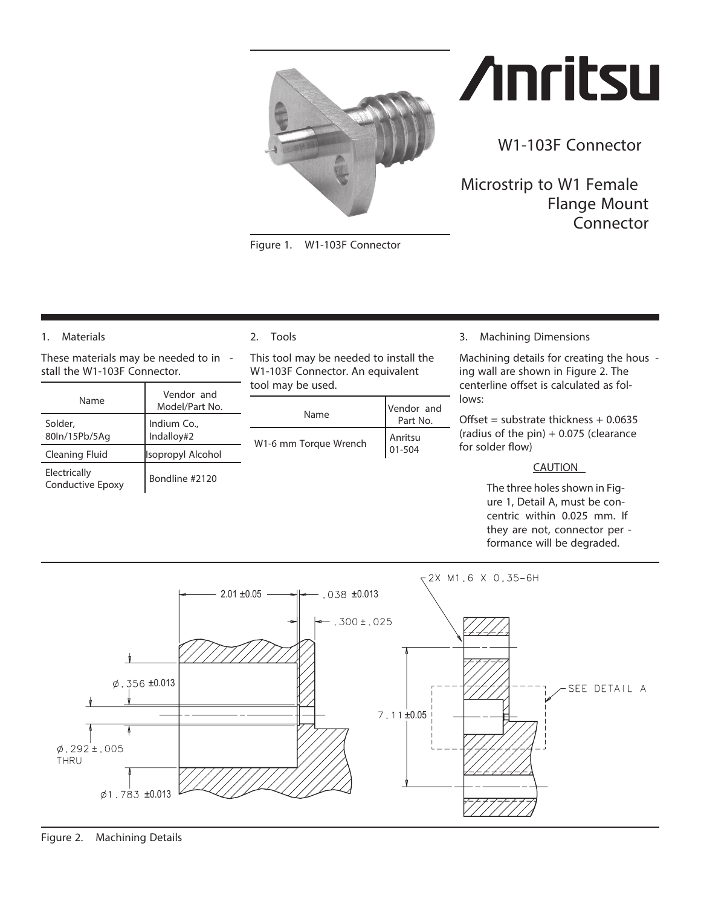# Anritsu

## W1-103F Connector

### Microstrip to W1 Female Flange Mount Connector

Figure 1. W1-103F Connector

## 1. Materials

These materials may be needed to install the W1-103F Connector.

| Name | Vendor and Model/Part No. |
| --- | --- |
| Solder, 80In/15Pb/5Ag | Indium Co., Indalloy#2 |
| Cleaning Fluid | Isopropyl Alcohol |
| Electrically Conductive Epoxy | Bondline #2120 |

## 2. Tools

This tool may be needed to install the W1-103F Connector. An equivalent tool may be used.

| Name | Vendor and Part No. |
| --- | --- |
| W1-6 mm Torque Wrench | Anritsu 01-504 |

## 3. Machining Dimensions

Machining details for creating the housing wall are shown in Figure 2. The centerline offset is calculated as follows:

Offset = substrate thickness + 0.0635 (radius of the pin) + 0.075 (clearance for solder flow)

**CAUTION**

The three holes shown in Figure 1, Detail A, must be concentric within 0.025 mm. If they are not, connector performance will be degraded.

Figure 2. Machining Details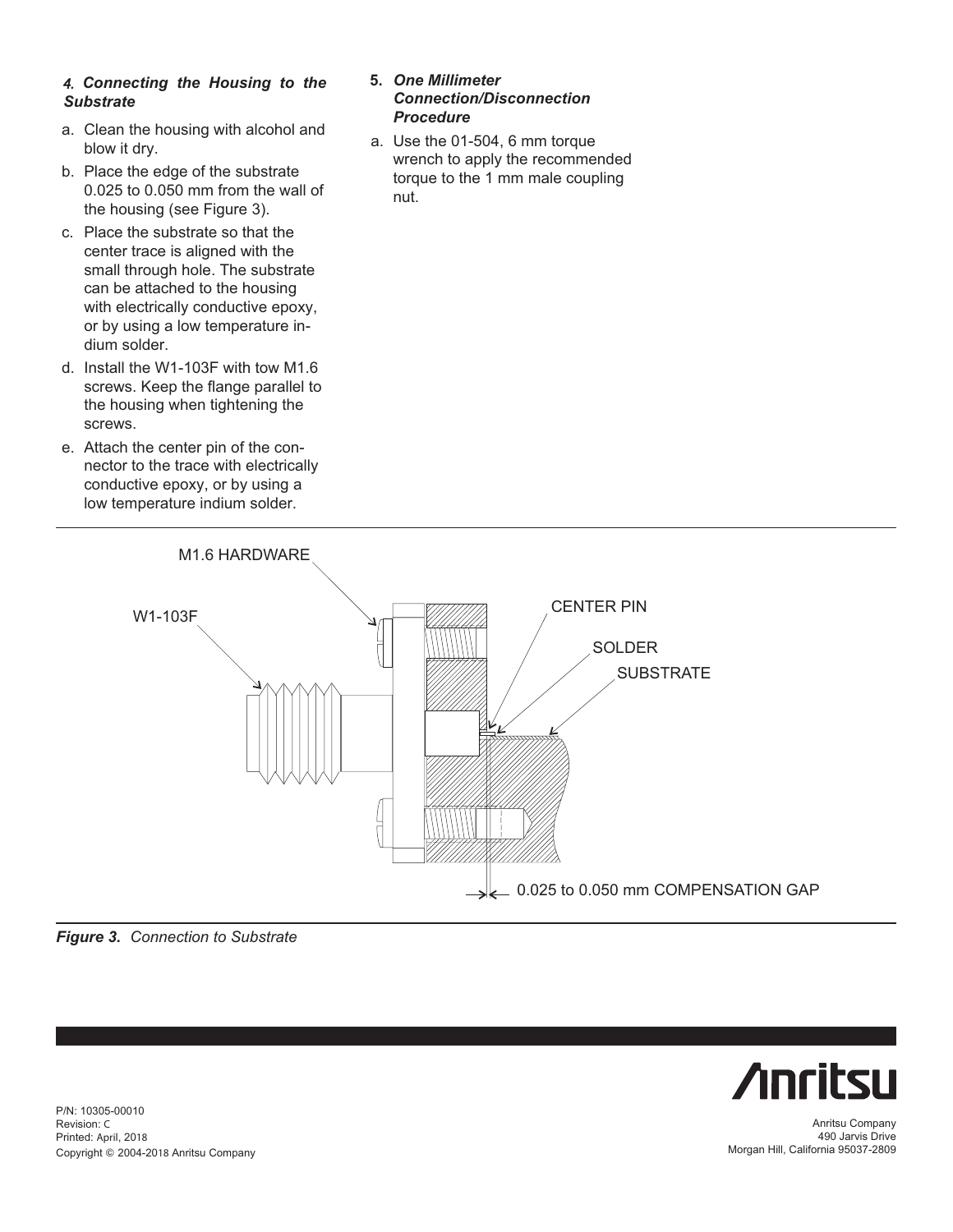### 4. Connecting the Housing to the Substrate

a. Clean the housing with alcohol and blow it dry.

b. Place the edge of the substrate 0.025 to 0.050 mm from the wall of the housing (see Figure 3).

c. Place the substrate so that the center trace is aligned with the small through hole. The substrate can be attached to the housing with electrically conductive epoxy, or by using a low temperature indium solder.

d. Install the W1-103F with tow M1.6 screws. Keep the flange parallel to the housing when tightening the screws.

e. Attach the center pin of the connector to the trace with electrically conductive epoxy, or by using a low temperature indium solder.

### 5. One Millimeter Connection/Disconnection Procedure

a. Use the 01-504, 6 mm torque wrench to apply the recommended torque to the 1 mm male coupling nut.

M1.6 HARDWARE

W1-103F

CENTER PIN

SOLDER

SUBSTRATE

0.025 to 0.050 mm COMPENSATION GAP

***Figure 3.*** *Connection to Substrate*

P/N: 10305-00010
Revision: C
Printed: April, 2018
Copyright © 2004-2018 Anritsu Company

Anritsu

Anritsu Company
490 Jarvis Drive
Morgan Hill, California 95037-2809